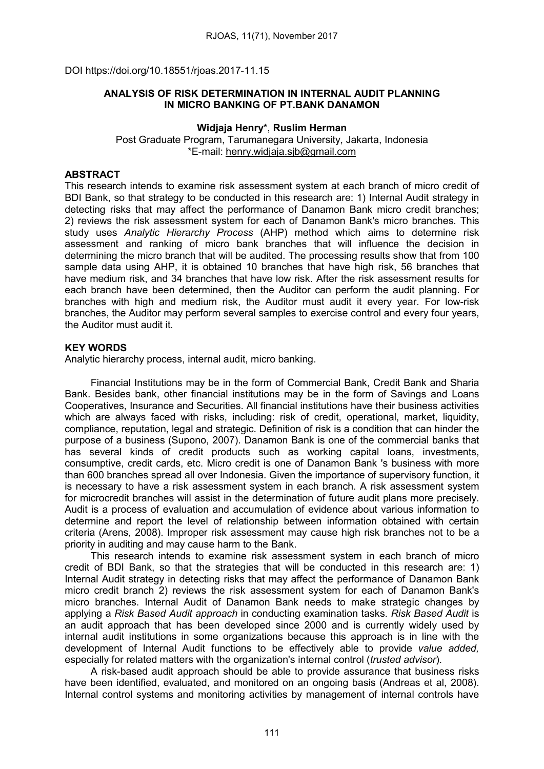DOI https://doi.org/10.18551/rjoas.2017-11.15

# ANALYSIS OF RISK DETERMINATION IN INTERNAL AUDIT PLANNING IN MICRO BANKING OF PT.BANK DANAMON

**Widjaja Henry***, **Ruslim Herman**

Post Graduate Program, Tarumanegara University, Jakarta, Indonesia
*E-mail: henry.widjaja.sjb@gmail.com

## ABSTRACT

This research intends to examine risk assessment system at each branch of micro credit of BDI Bank, so that strategy to be conducted in this research are: 1) Internal Audit strategy in detecting risks that may affect the performance of Danamon Bank micro credit branches; 2) reviews the risk assessment system for each of Danamon Bank's micro branches. This study uses *Analytic Hierarchy Process* (AHP) method which aims to determine risk assessment and ranking of micro bank branches that will influence the decision in determining the micro branch that will be audited. The processing results show that from 100 sample data using AHP, it is obtained 10 branches that have high risk, 56 branches that have medium risk, and 34 branches that have low risk. After the risk assessment results for each branch have been determined, then the Auditor can perform the audit planning. For branches with high and medium risk, the Auditor must audit it every year. For low-risk branches, the Auditor may perform several samples to exercise control and every four years, the Auditor must audit it.

## KEY WORDS

Analytic hierarchy process, internal audit, micro banking.

Financial Institutions may be in the form of Commercial Bank, Credit Bank and Sharia Bank. Besides bank, other financial institutions may be in the form of Savings and Loans Cooperatives, Insurance and Securities. All financial institutions have their business activities which are always faced with risks, including: risk of credit, operational, market, liquidity, compliance, reputation, legal and strategic. Definition of risk is a condition that can hinder the purpose of a business (Supono, 2007). Danamon Bank is one of the commercial banks that has several kinds of credit products such as working capital loans, investments, consumptive, credit cards, etc. Micro credit is one of Danamon Bank 's business with more than 600 branches spread all over Indonesia. Given the importance of supervisory function, it is necessary to have a risk assessment system in each branch. A risk assessment system for microcredit branches will assist in the determination of future audit plans more precisely. Audit is a process of evaluation and accumulation of evidence about various information to determine and report the level of relationship between information obtained with certain criteria (Arens, 2008). Improper risk assessment may cause high risk branches not to be a priority in auditing and may cause harm to the Bank.

This research intends to examine risk assessment system in each branch of micro credit of BDI Bank, so that the strategies that will be conducted in this research are: 1) Internal Audit strategy in detecting risks that may affect the performance of Danamon Bank micro credit branch 2) reviews the risk assessment system for each of Danamon Bank's micro branches. Internal Audit of Danamon Bank needs to make strategic changes by applying a *Risk Based Audit approach* in conducting examination tasks. *Risk Based Audit* is an audit approach that has been developed since 2000 and is currently widely used by internal audit institutions in some organizations because this approach is in line with the development of Internal Audit functions to be effectively able to provide *value added,* especially for related matters with the organization's internal control (*trusted advisor*).

A risk-based audit approach should be able to provide assurance that business risks have been identified, evaluated, and monitored on an ongoing basis (Andreas et al, 2008). Internal control systems and monitoring activities by management of internal controls have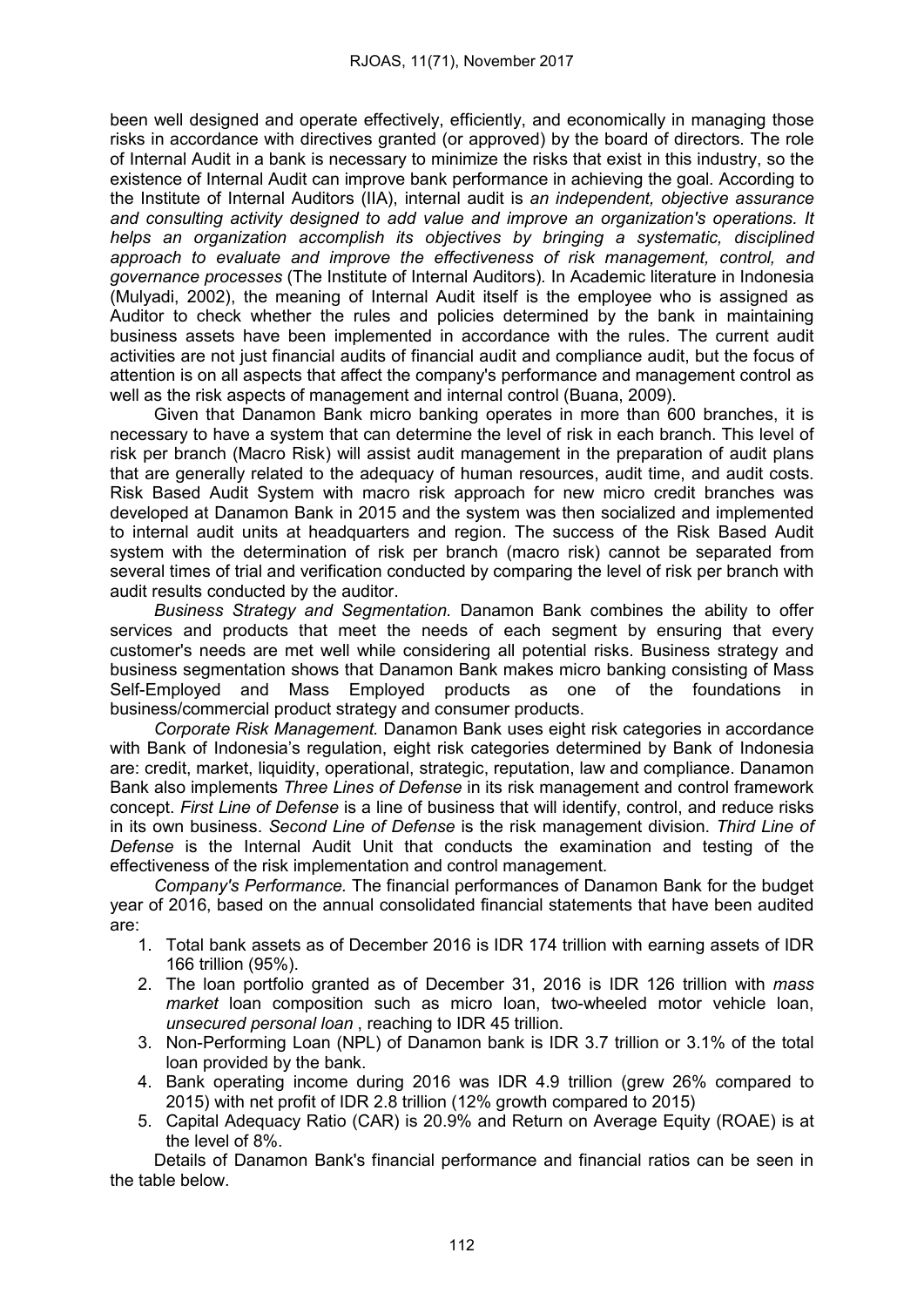been well designed and operate effectively, efficiently, and economically in managing those risks in accordance with directives granted (or approved) by the board of directors. The role of Internal Audit in a bank is necessary to minimize the risks that exist in this industry, so the existence of Internal Audit can improve bank performance in achieving the goal. According to the Institute of Internal Auditors (IIA), internal audit is *an independent, objective assurance and consulting activity designed to add value and improve an organization's operations. It helps an organization accomplish its objectives by bringing a systematic, disciplined approach to evaluate and improve the effectiveness of risk management, control, and governance processes* (The Institute of Internal Auditors). In Academic literature in Indonesia (Mulyadi, 2002), the meaning of Internal Audit itself is the employee who is assigned as Auditor to check whether the rules and policies determined by the bank in maintaining business assets have been implemented in accordance with the rules. The current audit activities are not just financial audits of financial audit and compliance audit, but the focus of attention is on all aspects that affect the company's performance and management control as well as the risk aspects of management and internal control (Buana, 2009).

Given that Danamon Bank micro banking operates in more than 600 branches, it is necessary to have a system that can determine the level of risk in each branch. This level of risk per branch (Macro Risk) will assist audit management in the preparation of audit plans that are generally related to the adequacy of human resources, audit time, and audit costs. Risk Based Audit System with macro risk approach for new micro credit branches was developed at Danamon Bank in 2015 and the system was then socialized and implemented to internal audit units at headquarters and region. The success of the Risk Based Audit system with the determination of risk per branch (macro risk) cannot be separated from several times of trial and verification conducted by comparing the level of risk per branch with audit results conducted by the auditor.

*Business Strategy and Segmentation.* Danamon Bank combines the ability to offer services and products that meet the needs of each segment by ensuring that every customer's needs are met well while considering all potential risks. Business strategy and business segmentation shows that Danamon Bank makes micro banking consisting of Mass Self-Employed and Mass Employed products as one of the foundations in business/commercial product strategy and consumer products.

*Corporate Risk Management.* Danamon Bank uses eight risk categories in accordance with Bank of Indonesia's regulation, eight risk categories determined by Bank of Indonesia are: credit, market, liquidity, operational, strategic, reputation, law and compliance. Danamon Bank also implements *Three Lines of Defense* in its risk management and control framework concept. *First Line of Defense* is a line of business that will identify, control, and reduce risks in its own business. *Second Line of Defense* is the risk management division. *Third Line of Defense* is the Internal Audit Unit that conducts the examination and testing of the effectiveness of the risk implementation and control management.

*Company's Performance.* The financial performances of Danamon Bank for the budget year of 2016, based on the annual consolidated financial statements that have been audited are:

1. Total bank assets as of December 2016 is IDR 174 trillion with earning assets of IDR 166 trillion (95%).
2. The loan portfolio granted as of December 31, 2016 is IDR 126 trillion with *mass market* loan composition such as micro loan, two-wheeled motor vehicle loan, *unsecured personal loan* , reaching to IDR 45 trillion.
3. Non-Performing Loan (NPL) of Danamon bank is IDR 3.7 trillion or 3.1% of the total loan provided by the bank.
4. Bank operating income during 2016 was IDR 4.9 trillion (grew 26% compared to 2015) with net profit of IDR 2.8 trillion (12% growth compared to 2015)
5. Capital Adequacy Ratio (CAR) is 20.9% and Return on Average Equity (ROAE) is at the level of 8%.

Details of Danamon Bank's financial performance and financial ratios can be seen in the table below.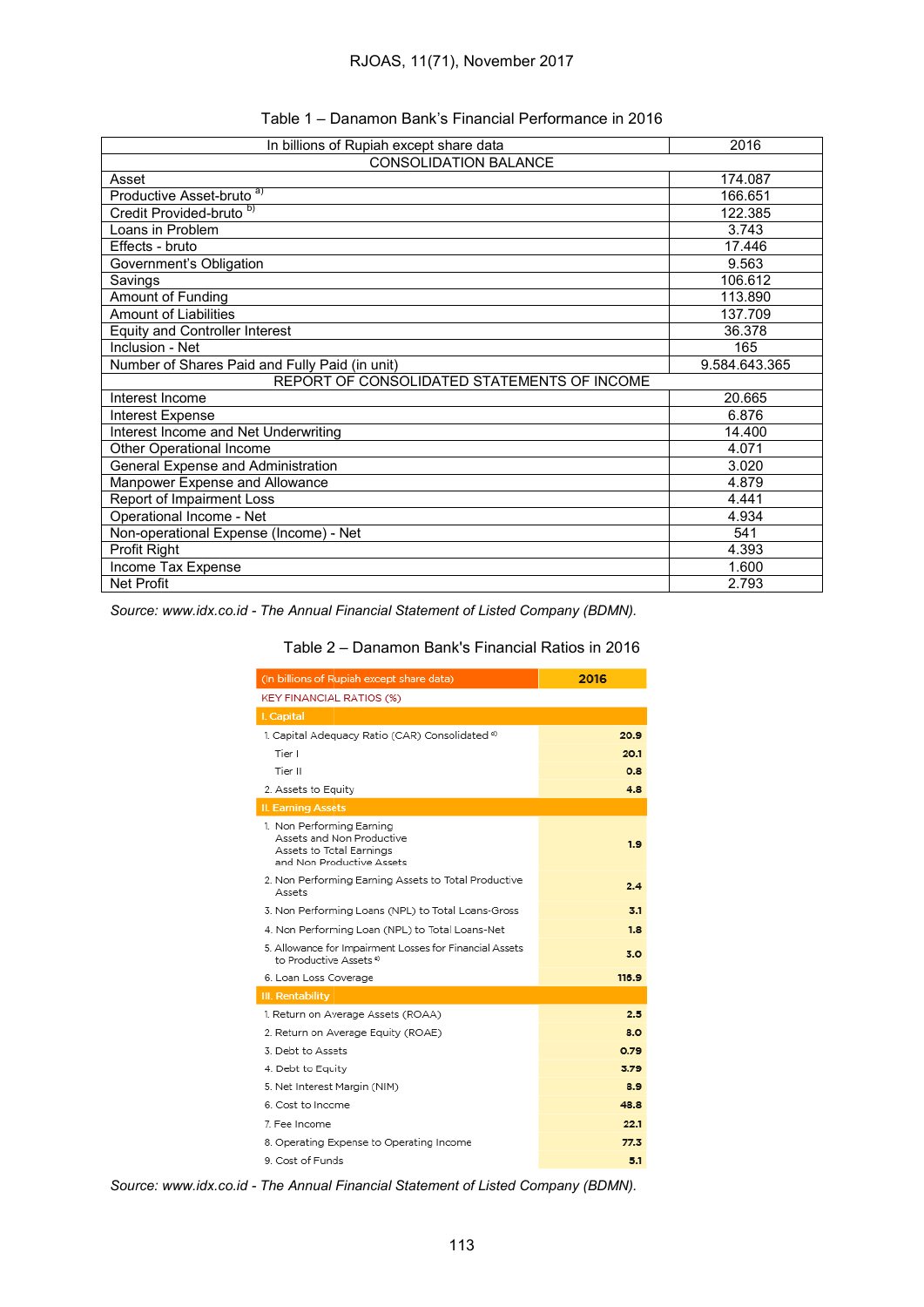Table 1 – Danamon Bank's Financial Performance in 2016

| In billions of Rupiah except share data | 2016 |
|---|---|
| CONSOLIDATION BALANCE | |
| Asset | 174.087 |
| Productive Asset-bruto [a)] | 166.651 |
| Credit Provided-bruto [b)] | 122.385 |
| Loans in Problem | 3.743 |
| Effects - bruto | 17.446 |
| Government's Obligation | 9.563 |
| Savings | 106.612 |
| Amount of Funding | 113.890 |
| Amount of Liabilities | 137.709 |
| Equity and Controller Interest | 36.378 |
| Inclusion - Net | 165 |
| Number of Shares Paid and Fully Paid (in unit) | 9.584.643.365 |
| REPORT OF CONSOLIDATED STATEMENTS OF INCOME | |
| Interest Income | 20.665 |
| Interest Expense | 6.876 |
| Interest Income and Net Underwriting | 14.400 |
| Other Operational Income | 4.071 |
| General Expense and Administration | 3.020 |
| Manpower Expense and Allowance | 4.879 |
| Report of Impairment Loss | 4.441 |
| Operational Income - Net | 4.934 |
| Non-operational Expense (Income) - Net | 541 |
| Profit Right | 4.393 |
| Income Tax Expense | 1.600 |
| Net Profit | 2.793 |

*Source: www.idx.co.id - The Annual Financial Statement of Listed Company (BDMN).*

Table 2 – Danamon Bank's Financial Ratios in 2016

| (In billions of Rupiah except share data) | 2016 |
|---|---|
| KEY FINANCIAL RATIOS (%) | |
| **I. Capital** | |
| 1. Capital Adequacy Ratio (CAR) Consolidated [4)] | 20.9 |
| Tier I | 20.1 |
| Tier II | 0.8 |
| 2. Assets to Equity | 4.8 |
| **II. Earning Assets** | |
| 1. Non Performing Earning Assets and Non Productive Assets to Total Earnings and Non Productive Assets | 1.9 |
| 2. Non Performing Earning Assets to Total Productive Assets | 2.4 |
| 3. Non Performing Loans (NPL) to Total Loans-Gross | 3.1 |
| 4. Non Performing Loan (NPL) to Total Loans-Net | 1.8 |
| 5. Allowance for Impairment Losses for Financial Assets to Productive Assets [5)] | 3.0 |
| 6. Loan Loss Coverage | 115.9 |
| **III. Rentability** | |
| 1. Return on Average Assets (ROAA) | 2.5 |
| 2. Return on Average Equity (ROAE) | 8.0 |
| 3. Debt to Assets | 0.79 |
| 4. Debt to Equity | 3.79 |
| 5. Net Interest Margin (NIM) | 8.9 |
| 6. Cost to Income | 48.8 |
| 7. Fee Income | 22.1 |
| 8. Operating Expense to Operating Income | 77.3 |
| 9. Cost of Funds | 5.1 |

*Source: www.idx.co.id - The Annual Financial Statement of Listed Company (BDMN).*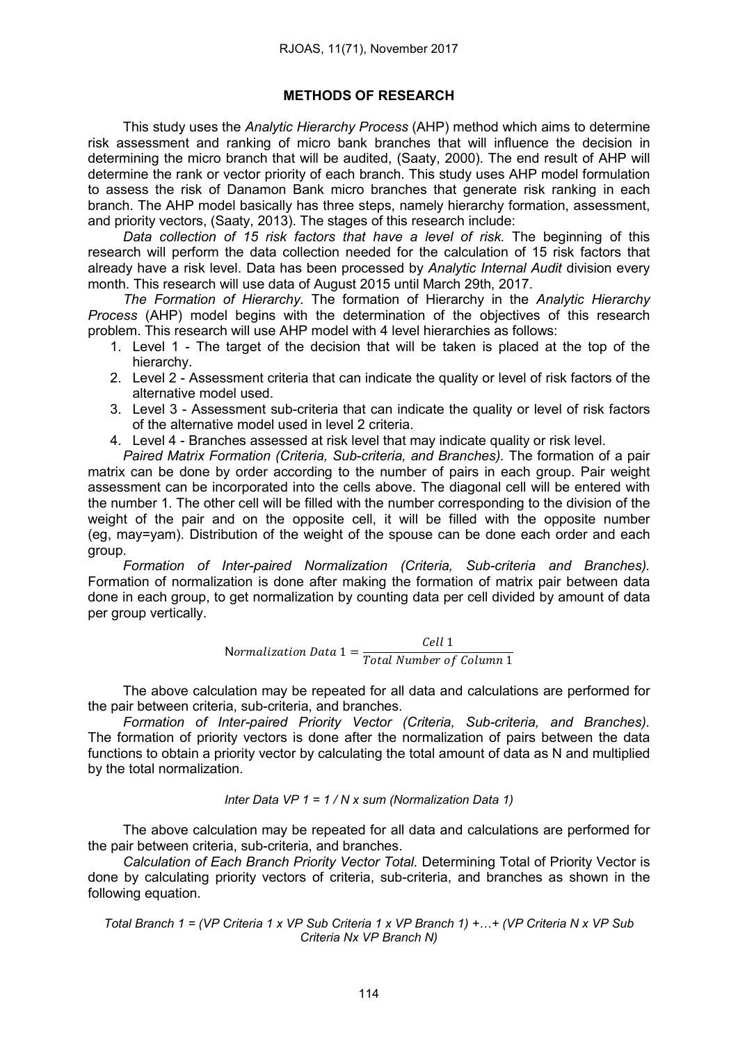## METHODS OF RESEARCH

This study uses the *Analytic Hierarchy Process* (AHP) method which aims to determine risk assessment and ranking of micro bank branches that will influence the decision in determining the micro branch that will be audited, (Saaty, 2000). The end result of AHP will determine the rank or vector priority of each branch. This study uses AHP model formulation to assess the risk of Danamon Bank micro branches that generate risk ranking in each branch. The AHP model basically has three steps, namely hierarchy formation, assessment, and priority vectors, (Saaty, 2013). The stages of this research include:

*Data collection of 15 risk factors that have a level of risk.* The beginning of this research will perform the data collection needed for the calculation of 15 risk factors that already have a risk level. Data has been processed by *Analytic Internal Audit* division every month. This research will use data of August 2015 until March 29th, 2017.

*The Formation of Hierarchy.* The formation of Hierarchy in the *Analytic Hierarchy Process* (AHP) model begins with the determination of the objectives of this research problem. This research will use AHP model with 4 level hierarchies as follows:

1. Level 1 - The target of the decision that will be taken is placed at the top of the hierarchy.
2. Level 2 - Assessment criteria that can indicate the quality or level of risk factors of the alternative model used.
3. Level 3 - Assessment sub-criteria that can indicate the quality or level of risk factors of the alternative model used in level 2 criteria.
4. Level 4 - Branches assessed at risk level that may indicate quality or risk level.

*Paired Matrix Formation (Criteria, Sub-criteria, and Branches).* The formation of a pair matrix can be done by order according to the number of pairs in each group. Pair weight assessment can be incorporated into the cells above. The diagonal cell will be entered with the number 1. The other cell will be filled with the number corresponding to the division of the weight of the pair and on the opposite cell, it will be filled with the opposite number (eg, may=yam). Distribution of the weight of the spouse can be done each order and each group.

*Formation of Inter-paired Normalization (Criteria, Sub-criteria and Branches).* Formation of normalization is done after making the formation of matrix pair between data done in each group, to get normalization by counting data per cell divided by amount of data per group vertically.

$$\text{N}ormalization\ Data\ 1 = \frac{Cell\ 1}{Total\ Number\ of\ Column\ 1}$$

The above calculation may be repeated for all data and calculations are performed for the pair between criteria, sub-criteria, and branches.

*Formation of Inter-paired Priority Vector (Criteria, Sub-criteria, and Branches).* The formation of priority vectors is done after the normalization of pairs between the data functions to obtain a priority vector by calculating the total amount of data as N and multiplied by the total normalization.

*Inter Data VP 1 = 1 / N x sum (Normalization Data 1)*

The above calculation may be repeated for all data and calculations are performed for the pair between criteria, sub-criteria, and branches.

*Calculation of Each Branch Priority Vector Total.* Determining Total of Priority Vector is done by calculating priority vectors of criteria, sub-criteria, and branches as shown in the following equation.

*Total Branch 1 = (VP Criteria 1 x VP Sub Criteria 1 x VP Branch 1) +…+ (VP Criteria N x VP Sub Criteria Nx VP Branch N)*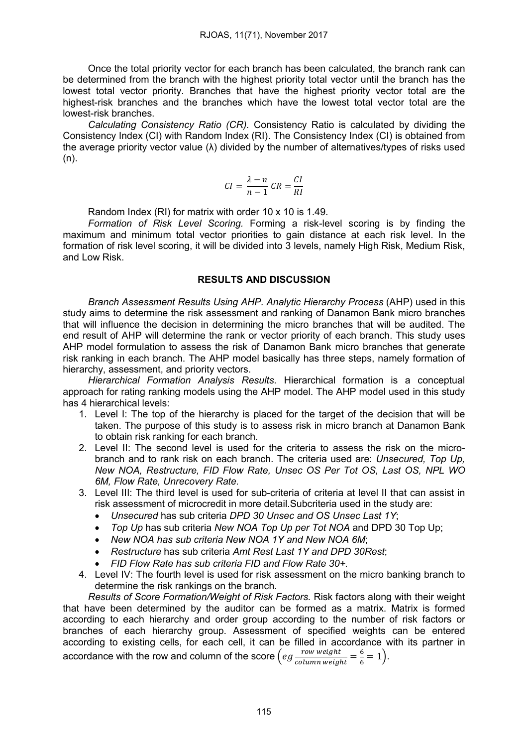Once the total priority vector for each branch has been calculated, the branch rank can be determined from the branch with the highest priority total vector until the branch has the lowest total vector priority. Branches that have the highest priority vector total are the highest-risk branches and the branches which have the lowest total vector total are the lowest-risk branches.

*Calculating Consistency Ratio (CR).* Consistency Ratio is calculated by dividing the Consistency Index (CI) with Random Index (RI). The Consistency Index (CI) is obtained from the average priority vector value (λ) divided by the number of alternatives/types of risks used (n).

$$CI = \frac{\lambda - n}{n - 1} \; CR = \frac{CI}{RI}$$

Random Index (RI) for matrix with order 10 x 10 is 1.49.

*Formation of Risk Level Scoring.* Forming a risk-level scoring is by finding the maximum and minimum total vector priorities to gain distance at each risk level. In the formation of risk level scoring, it will be divided into 3 levels, namely High Risk, Medium Risk, and Low Risk.

## RESULTS AND DISCUSSION

*Branch Assessment Results Using AHP. Analytic Hierarchy Process* (AHP) used in this study aims to determine the risk assessment and ranking of Danamon Bank micro branches that will influence the decision in determining the micro branches that will be audited. The end result of AHP will determine the rank or vector priority of each branch. This study uses AHP model formulation to assess the risk of Danamon Bank micro branches that generate risk ranking in each branch. The AHP model basically has three steps, namely formation of hierarchy, assessment, and priority vectors.

*Hierarchical Formation Analysis Results.* Hierarchical formation is a conceptual approach for rating ranking models using the AHP model. The AHP model used in this study has 4 hierarchical levels:

1. Level I: The top of the hierarchy is placed for the target of the decision that will be taken. The purpose of this study is to assess risk in micro branch at Danamon Bank to obtain risk ranking for each branch.
2. Level II: The second level is used for the criteria to assess the risk on the micro-branch and to rank risk on each branch. The criteria used are: *Unsecured, Top Up, New NOA, Restructure, FID Flow Rate, Unsec OS Per Tot OS, Last OS, NPL WO 6M, Flow Rate, Unrecovery Rate.*
3. Level III: The third level is used for sub-criteria of criteria at level II that can assist in risk assessment of microcredit in more detail.Subcriteria used in the study are:
   - *Unsecured* has sub criteria *DPD 30 Unsec and OS Unsec Last 1Y*;
   - *Top Up* has sub criteria *New NOA Top Up per Tot NOA* and DPD 30 Top Up;
   - *New NOA has sub criteria New NOA 1Y and New NOA 6M*;
   - *Restructure* has sub criteria *Amt Rest Last 1Y and DPD 30Rest*;
   - *FID Flow Rate has sub criteria FID and Flow Rate 30+.*
4. Level IV: The fourth level is used for risk assessment on the micro banking branch to determine the risk rankings on the branch.

*Results of Score Formation/Weight of Risk Factors.* Risk factors along with their weight that have been determined by the auditor can be formed as a matrix. Matrix is formed according to each hierarchy and order group according to the number of risk factors or branches of each hierarchy group. Assessment of specified weights can be entered according to existing cells, for each cell, it can be filled in accordance with its partner in accordance with the row and column of the score $\left(eg\, \frac{row\ weight}{column\ weight} = \frac{6}{6} = 1\right)$.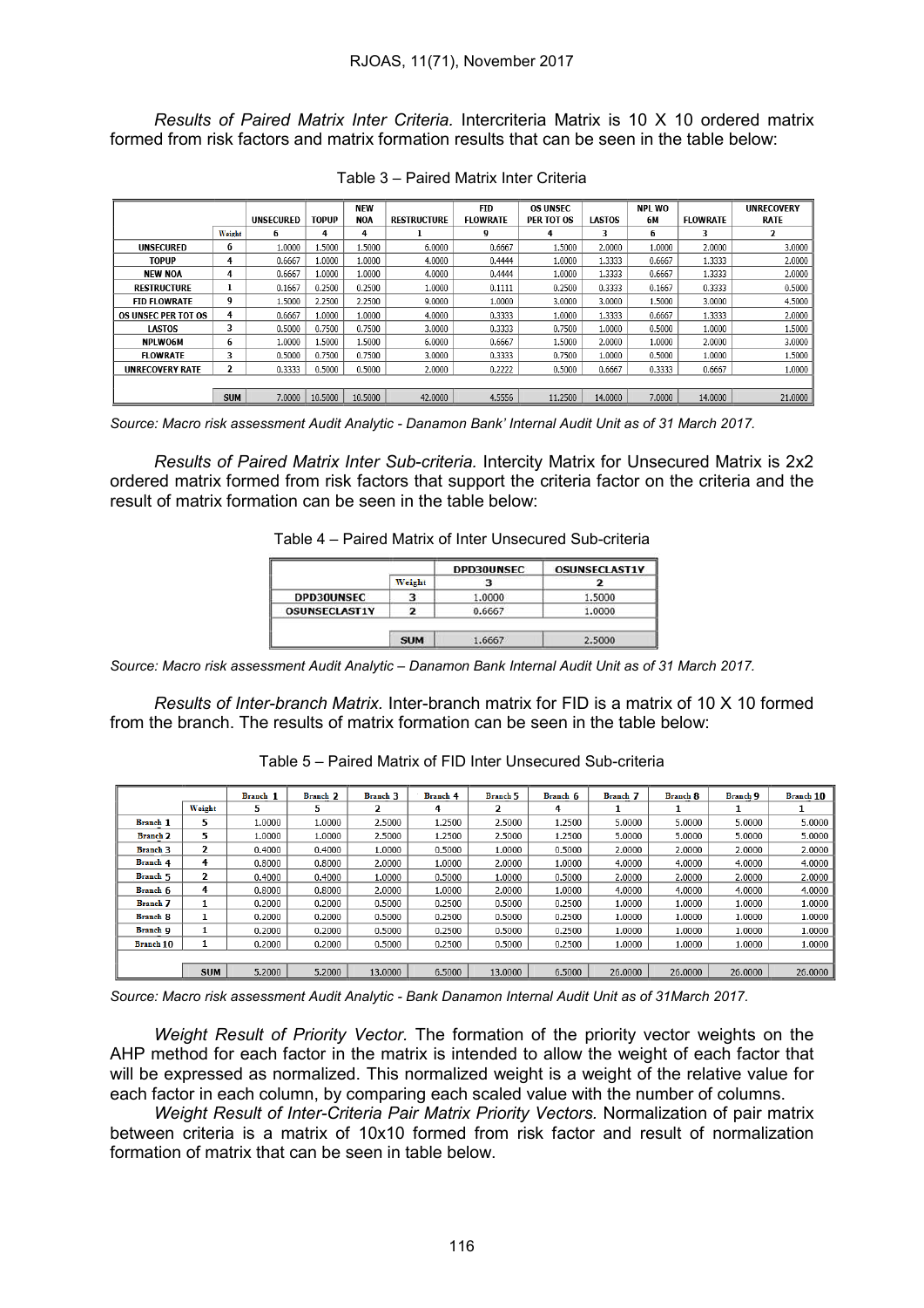*Results of Paired Matrix Inter Criteria.* Intercriteria Matrix is 10 X 10 ordered matrix formed from risk factors and matrix formation results that can be seen in the table below:

Table 3 – Paired Matrix Inter Criteria

| | | UNSECURED | TOPUP | NEW NOA | RESTRUCTURE | FID FLOWRATE | OS UNSEC PER TOT OS | LASTOS | NPL WO 6M | FLOWRATE | UNRECOVERY RATE |
|---|---|---|---|---|---|---|---|---|---|---|---|
| | Weight | 6 | 4 | 4 | 1 | 9 | 4 | 3 | 6 | 3 | 2 |
| UNSECURED | 6 | 1.0000 | 1.5000 | 1.5000 | 6.0000 | 0.6667 | 1.5000 | 2.0000 | 1.0000 | 2.0000 | 3.0000 |
| TOPUP | 4 | 0.6667 | 1.0000 | 1.0000 | 4.0000 | 0.4444 | 1.0000 | 1.3333 | 0.6667 | 1.3333 | 2.0000 |
| NEW NOA | 4 | 0.6667 | 1.0000 | 1.0000 | 4.0000 | 0.4444 | 1.0000 | 1.3333 | 0.6667 | 1.3333 | 2.0000 |
| RESTRUCTURE | 1 | 0.1667 | 0.2500 | 0.2500 | 1.0000 | 0.1111 | 0.2500 | 0.3333 | 0.1667 | 0.3333 | 0.5000 |
| FID FLOWRATE | 9 | 1.5000 | 2.2500 | 2.2500 | 9.0000 | 1.0000 | 3.0000 | 3.0000 | 1.5000 | 3.0000 | 4.5000 |
| OS UNSEC PER TOT OS | 4 | 0.6667 | 1.0000 | 1.0000 | 4.0000 | 0.3333 | 1.0000 | 1.3333 | 0.6667 | 1.3333 | 2.0000 |
| LASTOS | 3 | 0.5000 | 0.7500 | 0.7500 | 3.0000 | 0.3333 | 0.7500 | 1.0000 | 0.5000 | 1.0000 | 1.5000 |
| NPLWO6M | 6 | 1.0000 | 1.5000 | 1.5000 | 6.0000 | 0.6667 | 1.5000 | 2.0000 | 1.0000 | 2.0000 | 3.0000 |
| FLOWRATE | 3 | 0.5000 | 0.7500 | 0.7500 | 3.0000 | 0.3333 | 0.7500 | 1.0000 | 0.5000 | 1.0000 | 1.5000 |
| UNRECOVERY RATE | 2 | 0.3333 | 0.5000 | 0.5000 | 2.0000 | 0.2222 | 0.5000 | 0.6667 | 0.3333 | 0.6667 | 1.0000 |
| | SUM | 7.0000 | 10.5000 | 10.5000 | 42.0000 | 4.5556 | 11.2500 | 14.0000 | 7.0000 | 14.0000 | 21.0000 |

*Source: Macro risk assessment Audit Analytic - Danamon Bank' Internal Audit Unit as of 31 March 2017.*

*Results of Paired Matrix Inter Sub-criteria.* Intercity Matrix for Unsecured Matrix is 2x2 ordered matrix formed from risk factors that support the criteria factor on the criteria and the result of matrix formation can be seen in the table below:

Table 4 – Paired Matrix of Inter Unsecured Sub-criteria

| | | DPD30UNSEC | OSUNSECLAST1Y |
|---|---|---|---|
| | Weight | 3 | 2 |
| DPD30UNSEC | 3 | 1.0000 | 1.5000 |
| OSUNSECLAST1Y | 2 | 0.6667 | 1.0000 |
| | SUM | 1.6667 | 2.5000 |

*Source: Macro risk assessment Audit Analytic – Danamon Bank Internal Audit Unit as of 31 March 2017.*

*Results of Inter-branch Matrix.* Inter-branch matrix for FID is a matrix of 10 X 10 formed from the branch. The results of matrix formation can be seen in the table below:

Table 5 – Paired Matrix of FID Inter Unsecured Sub-criteria

| | | Branch 1 | Branch 2 | Branch 3 | Branch 4 | Branch 5 | Branch 6 | Branch 7 | Branch 8 | Branch 9 | Branch 10 |
|---|---|---|---|---|---|---|---|---|---|---|---|
| | Weight | 5 | 5 | 2 | 4 | 2 | 4 | 1 | 1 | 1 | 1 |
| Branch 1 | 5 | 1.0000 | 1.0000 | 2.5000 | 1.2500 | 2.5000 | 1.2500 | 5.0000 | 5.0000 | 5.0000 | 5.0000 |
| Branch 2 | 5 | 1.0000 | 1.0000 | 2.5000 | 1.2500 | 2.5000 | 1.2500 | 5.0000 | 5.0000 | 5.0000 | 5.0000 |
| Branch 3 | 2 | 0.4000 | 0.4000 | 1.0000 | 0.5000 | 1.0000 | 0.5000 | 2.0000 | 2.0000 | 2.0000 | 2.0000 |
| Branch 4 | 4 | 0.8000 | 0.8000 | 2.0000 | 1.0000 | 2.0000 | 1.0000 | 4.0000 | 4.0000 | 4.0000 | 4.0000 |
| Branch 5 | 2 | 0.4000 | 0.4000 | 1.0000 | 0.5000 | 1.0000 | 0.5000 | 2.0000 | 2.0000 | 2.0000 | 2.0000 |
| Branch 6 | 4 | 0.8000 | 0.8000 | 2.0000 | 1.0000 | 2.0000 | 1.0000 | 4.0000 | 4.0000 | 4.0000 | 4.0000 |
| Branch 7 | 1 | 0.2000 | 0.2000 | 0.5000 | 0.2500 | 0.5000 | 0.2500 | 1.0000 | 1.0000 | 1.0000 | 1.0000 |
| Branch 8 | 1 | 0.2000 | 0.2000 | 0.5000 | 0.2500 | 0.5000 | 0.2500 | 1.0000 | 1.0000 | 1.0000 | 1.0000 |
| Branch 9 | 1 | 0.2000 | 0.2000 | 0.5000 | 0.2500 | 0.5000 | 0.2500 | 1.0000 | 1.0000 | 1.0000 | 1.0000 |
| Branch 10 | 1 | 0.2000 | 0.2000 | 0.5000 | 0.2500 | 0.5000 | 0.2500 | 1.0000 | 1.0000 | 1.0000 | 1.0000 |
| | SUM | 5.2000 | 5.2000 | 13.0000 | 6.5000 | 13.0000 | 6.5000 | 26.0000 | 26.0000 | 26.0000 | 26.0000 |

*Source: Macro risk assessment Audit Analytic - Bank Danamon Internal Audit Unit as of 31March 2017.*

*Weight Result of Priority Vector.* The formation of the priority vector weights on the AHP method for each factor in the matrix is intended to allow the weight of each factor that will be expressed as normalized. This normalized weight is a weight of the relative value for each factor in each column, by comparing each scaled value with the number of columns.

*Weight Result of Inter-Criteria Pair Matrix Priority Vectors.* Normalization of pair matrix between criteria is a matrix of 10x10 formed from risk factor and result of normalization formation of matrix that can be seen in table below.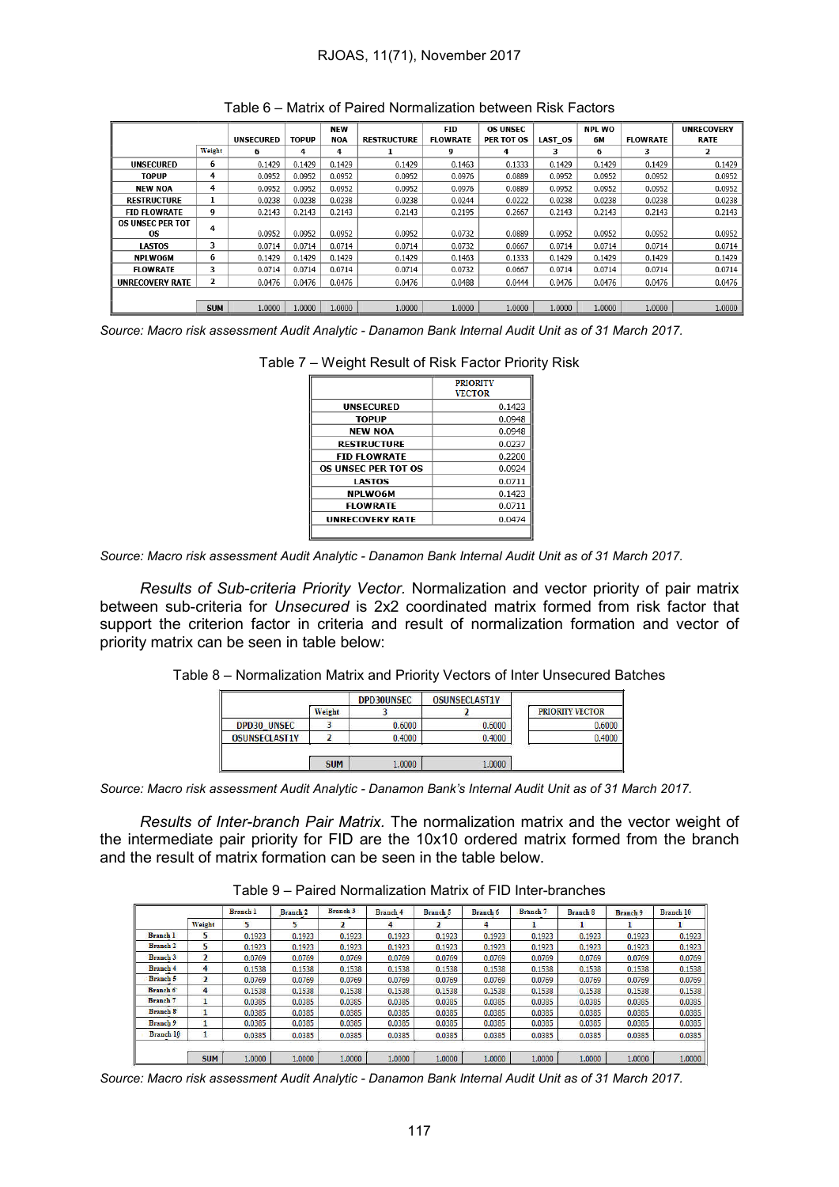Table 6 – Matrix of Paired Normalization between Risk Factors

| | | UNSECURED | TOPUP | NEW NOA | RESTRUCTURE | FID FLOWRATE | OS UNSEC PER TOT OS | LAST_OS | NPL WO 6M | FLOWRATE | UNRECOVERY RATE |
|---|---|---|---|---|---|---|---|---|---|---|---|
| | Weight | 6 | 4 | 4 | 1 | 9 | 4 | 3 | 6 | 3 | 2 |
| UNSECURED | 6 | 0.1429 | 0.1429 | 0.1429 | 0.1429 | 0.1463 | 0.1333 | 0.1429 | 0.1429 | 0.1429 | 0.1429 |
| TOPUP | 4 | 0.0952 | 0.0952 | 0.0952 | 0.0952 | 0.0976 | 0.0889 | 0.0952 | 0.0952 | 0.0952 | 0.0952 |
| NEW NOA | 4 | 0.0952 | 0.0952 | 0.0952 | 0.0952 | 0.0976 | 0.0889 | 0.0952 | 0.0952 | 0.0952 | 0.0952 |
| RESTRUCTURE | 1 | 0.0238 | 0.0238 | 0.0238 | 0.0238 | 0.0244 | 0.0222 | 0.0238 | 0.0238 | 0.0238 | 0.0238 |
| FID FLOWRATE | 9 | 0.2143 | 0.2143 | 0.2143 | 0.2143 | 0.2195 | 0.2667 | 0.2143 | 0.2143 | 0.2143 | 0.2143 |
| OS UNSEC PER TOT OS | 4 | 0.0952 | 0.0952 | 0.0952 | 0.0952 | 0.0732 | 0.0889 | 0.0952 | 0.0952 | 0.0952 | 0.0952 |
| LASTOS | 3 | 0.0714 | 0.0714 | 0.0714 | 0.0714 | 0.0732 | 0.0667 | 0.0714 | 0.0714 | 0.0714 | 0.0714 |
| NPLWO6M | 6 | 0.1429 | 0.1429 | 0.1429 | 0.1429 | 0.1463 | 0.1333 | 0.1429 | 0.1429 | 0.1429 | 0.1429 |
| FLOWRATE | 3 | 0.0714 | 0.0714 | 0.0714 | 0.0714 | 0.0732 | 0.0667 | 0.0714 | 0.0714 | 0.0714 | 0.0714 |
| UNRECOVERY RATE | 2 | 0.0476 | 0.0476 | 0.0476 | 0.0476 | 0.0488 | 0.0444 | 0.0476 | 0.0476 | 0.0476 | 0.0476 |
| | SUM | 1.0000 | 1.0000 | 1.0000 | 1.0000 | 1.0000 | 1.0000 | 1.0000 | 1.0000 | 1.0000 | 1.0000 |

*Source: Macro risk assessment Audit Analytic - Danamon Bank Internal Audit Unit as of 31 March 2017.*

Table 7 – Weight Result of Risk Factor Priority Risk

| | PRIORITY VECTOR |
|---|---|
| UNSECURED | 0.1423 |
| TOPUP | 0.0948 |
| NEW NOA | 0.0948 |
| RESTRUCTURE | 0.0237 |
| FID FLOWRATE | 0.2200 |
| OS UNSEC PER TOT OS | 0.0924 |
| LASTOS | 0.0711 |
| NPLWO6M | 0.1423 |
| FLOWRATE | 0.0711 |
| UNRECOVERY RATE | 0.0474 |

*Source: Macro risk assessment Audit Analytic - Danamon Bank Internal Audit Unit as of 31 March 2017.*

*Results of Sub-criteria Priority Vector*. Normalization and vector priority of pair matrix between sub-criteria for *Unsecured* is 2x2 coordinated matrix formed from risk factor that support the criterion factor in criteria and result of normalization formation and vector of priority matrix can be seen in table below:

Table 8 – Normalization Matrix and Priority Vectors of Inter Unsecured Batches

| | | DPD30UNSEC | OSUNSECLAST1Y | PRIORITY VECTOR |
|---|---|---|---|---|
| | Weight | 3 | 2 | |
| DPD30_UNSEC | 3 | 0.6000 | 0.6000 | 0.6000 |
| OSUNSECLAST1Y | 2 | 0.4000 | 0.4000 | 0.4000 |
| | SUM | 1.0000 | 1.0000 | |

*Source: Macro risk assessment Audit Analytic - Danamon Bank's Internal Audit Unit as of 31 March 2017.*

*Results of Inter-branch Pair Matrix*. The normalization matrix and the vector weight of the intermediate pair priority for FID are the 10x10 ordered matrix formed from the branch and the result of matrix formation can be seen in the table below.

Table 9 – Paired Normalization Matrix of FID Inter-branches

| | | Branch 1 | Branch 2 | Branch 3 | Branch 4 | Branch 5 | Branch 6 | Branch 7 | Branch 8 | Branch 9 | Branch 10 |
|---|---|---|---|---|---|---|---|---|---|---|---|
| | Weight | 5 | 5 | 2 | 4 | 2 | 4 | 1 | 1 | 1 | 1 |
| Branch 1 | 5 | 0.1923 | 0.1923 | 0.1923 | 0.1923 | 0.1923 | 0.1923 | 0.1923 | 0.1923 | 0.1923 | 0.1923 |
| Branch 2 | 5 | 0.1923 | 0.1923 | 0.1923 | 0.1923 | 0.1923 | 0.1923 | 0.1923 | 0.1923 | 0.1923 | 0.1923 |
| Branch 3 | 2 | 0.0769 | 0.0769 | 0.0769 | 0.0769 | 0.0769 | 0.0769 | 0.0769 | 0.0769 | 0.0769 | 0.0769 |
| Branch 4 | 4 | 0.1538 | 0.1538 | 0.1538 | 0.1538 | 0.1538 | 0.1538 | 0.1538 | 0.1538 | 0.1538 | 0.1538 |
| Branch 5 | 2 | 0.0769 | 0.0769 | 0.0769 | 0.0769 | 0.0769 | 0.0769 | 0.0769 | 0.0769 | 0.0769 | 0.0769 |
| Branch 6 | 4 | 0.1538 | 0.1538 | 0.1538 | 0.1538 | 0.1538 | 0.1538 | 0.1538 | 0.1538 | 0.1538 | 0.1538 |
| Branch 7 | 1 | 0.0385 | 0.0385 | 0.0385 | 0.0385 | 0.0385 | 0.0385 | 0.0385 | 0.0385 | 0.0385 | 0.0385 |
| Branch 8 | 1 | 0.0385 | 0.0385 | 0.0385 | 0.0385 | 0.0385 | 0.0385 | 0.0385 | 0.0385 | 0.0385 | 0.0385 |
| Branch 9 | 1 | 0.0385 | 0.0385 | 0.0385 | 0.0385 | 0.0385 | 0.0385 | 0.0385 | 0.0385 | 0.0385 | 0.0385 |
| Branch 10 | 1 | 0.0385 | 0.0385 | 0.0385 | 0.0385 | 0.0385 | 0.0385 | 0.0385 | 0.0385 | 0.0385 | 0.0385 |
| | SUM | 1.0000 | 1.0000 | 1.0000 | 1.0000 | 1.0000 | 1.0000 | 1.0000 | 1.0000 | 1.0000 | 1.0000 |

*Source: Macro risk assessment Audit Analytic - Danamon Bank Internal Audit Unit as of 31 March 2017.*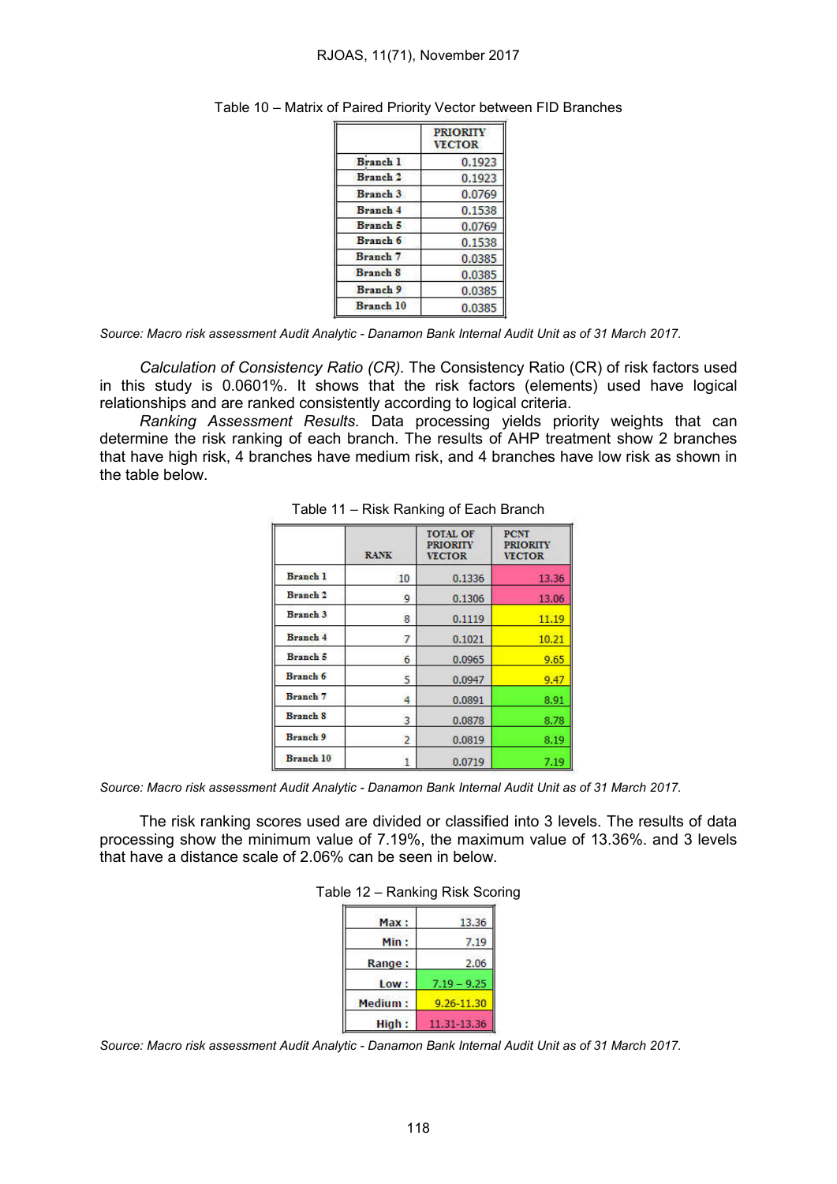Table 10 – Matrix of Paired Priority Vector between FID Branches

| | PRIORITY VECTOR |
|---|---|
| Branch 1 | 0.1923 |
| Branch 2 | 0.1923 |
| Branch 3 | 0.0769 |
| Branch 4 | 0.1538 |
| Branch 5 | 0.0769 |
| Branch 6 | 0.1538 |
| Branch 7 | 0.0385 |
| Branch 8 | 0.0385 |
| Branch 9 | 0.0385 |
| Branch 10 | 0.0385 |

*Source: Macro risk assessment Audit Analytic - Danamon Bank Internal Audit Unit as of 31 March 2017.*

*Calculation of Consistency Ratio (CR).* The Consistency Ratio (CR) of risk factors used in this study is 0.0601%. It shows that the risk factors (elements) used have logical relationships and are ranked consistently according to logical criteria.

*Ranking Assessment Results.* Data processing yields priority weights that can determine the risk ranking of each branch. The results of AHP treatment show 2 branches that have high risk, 4 branches have medium risk, and 4 branches have low risk as shown in the table below.

Table 11 – Risk Ranking of Each Branch

| | RANK | TOTAL OF PRIORITY VECTOR | PCNT PRIORITY VECTOR |
|---|---|---|---|
| Branch 1 | 10 | 0.1336 | 13.36 |
| Branch 2 | 9 | 0.1306 | 13.06 |
| Branch 3 | 8 | 0.1119 | 11.19 |
| Branch 4 | 7 | 0.1021 | 10.21 |
| Branch 5 | 6 | 0.0965 | 9.65 |
| Branch 6 | 5 | 0.0947 | 9.47 |
| Branch 7 | 4 | 0.0891 | 8.91 |
| Branch 8 | 3 | 0.0878 | 8.78 |
| Branch 9 | 2 | 0.0819 | 8.19 |
| Branch 10 | 1 | 0.0719 | 7.19 |

*Source: Macro risk assessment Audit Analytic - Danamon Bank Internal Audit Unit as of 31 March 2017.*

The risk ranking scores used are divided or classified into 3 levels. The results of data processing show the minimum value of 7.19%, the maximum value of 13.36%. and 3 levels that have a distance scale of 2.06% can be seen in below.

Table 12 – Ranking Risk Scoring

| | |
|---|---|
| Max : | 13.36 |
| Min : | 7.19 |
| Range : | 2.06 |
| Low : | 7.19 – 9.25 |
| Medium : | 9.26-11.30 |
| High : | 11.31-13.36 |

*Source: Macro risk assessment Audit Analytic - Danamon Bank Internal Audit Unit as of 31 March 2017.*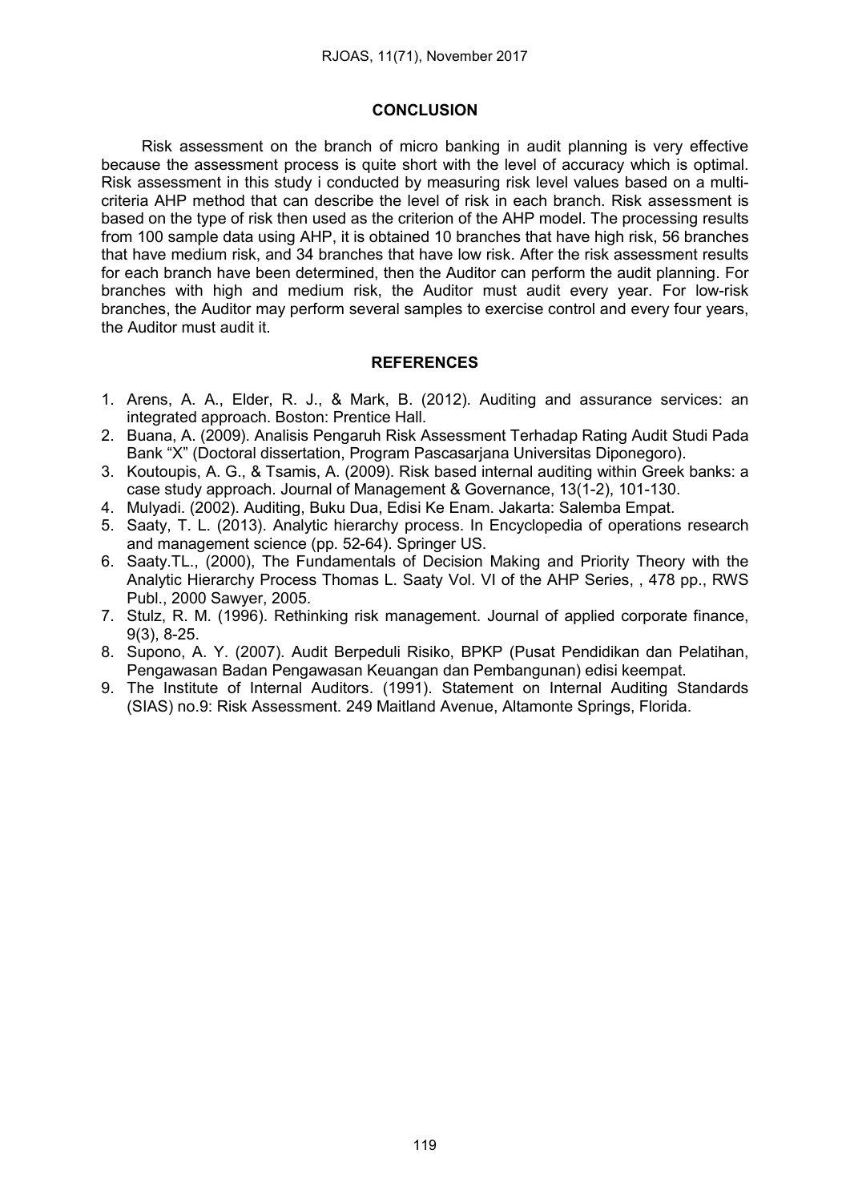## CONCLUSION

Risk assessment on the branch of micro banking in audit planning is very effective because the assessment process is quite short with the level of accuracy which is optimal. Risk assessment in this study i conducted by measuring risk level values based on a multi-criteria AHP method that can describe the level of risk in each branch. Risk assessment is based on the type of risk then used as the criterion of the AHP model. The processing results from 100 sample data using AHP, it is obtained 10 branches that have high risk, 56 branches that have medium risk, and 34 branches that have low risk. After the risk assessment results for each branch have been determined, then the Auditor can perform the audit planning. For branches with high and medium risk, the Auditor must audit every year. For low-risk branches, the Auditor may perform several samples to exercise control and every four years, the Auditor must audit it.

## REFERENCES

1. Arens, A. A., Elder, R. J., & Mark, B. (2012). Auditing and assurance services: an integrated approach. Boston: Prentice Hall.
2. Buana, A. (2009). Analisis Pengaruh Risk Assessment Terhadap Rating Audit Studi Pada Bank "X" (Doctoral dissertation, Program Pascasarjana Universitas Diponegoro).
3. Koutoupis, A. G., & Tsamis, A. (2009). Risk based internal auditing within Greek banks: a case study approach. Journal of Management & Governance, 13(1-2), 101-130.
4. Mulyadi. (2002). Auditing, Buku Dua, Edisi Ke Enam. Jakarta: Salemba Empat.
5. Saaty, T. L. (2013). Analytic hierarchy process. In Encyclopedia of operations research and management science (pp. 52-64). Springer US.
6. Saaty.TL., (2000), The Fundamentals of Decision Making and Priority Theory with the Analytic Hierarchy Process Thomas L. Saaty Vol. VI of the AHP Series, , 478 pp., RWS Publ., 2000 Sawyer, 2005.
7. Stulz, R. M. (1996). Rethinking risk management. Journal of applied corporate finance, 9(3), 8-25.
8. Supono, A. Y. (2007). Audit Berpeduli Risiko, BPKP (Pusat Pendidikan dan Pelatihan, Pengawasan Badan Pengawasan Keuangan dan Pembangunan) edisi keempat.
9. The Institute of Internal Auditors. (1991). Statement on Internal Auditing Standards (SIAS) no.9: Risk Assessment. 249 Maitland Avenue, Altamonte Springs, Florida.